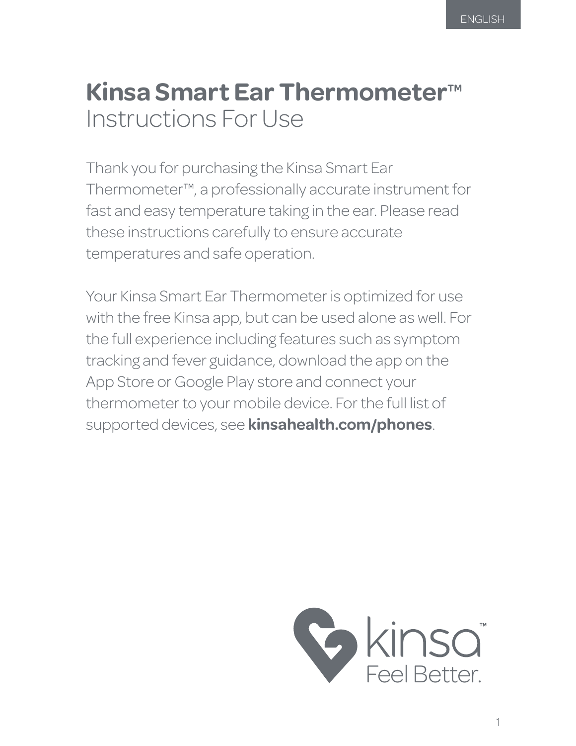# Kinsa Smart Ear Thermometer™

## Instructions For Use

Thank you for purchasing the Kinsa Smart Ear Thermometer™, a professionally accurate instrument for fast and easy temperature taking in the ear. Please read these instructions carefully to ensure accurate temperatures and safe operation.

Your Kinsa Smart Ear Thermometer is optimized for use with the free Kinsa app, but can be used alone as well. For the full experience including features such as symptom tracking and fever guidance, download the app on the App Store or Google Play store and connect your thermometer to your mobile device. For the full list of supported devices, see **kinsahealth.com/phones**.

kinsa™
Feel Better.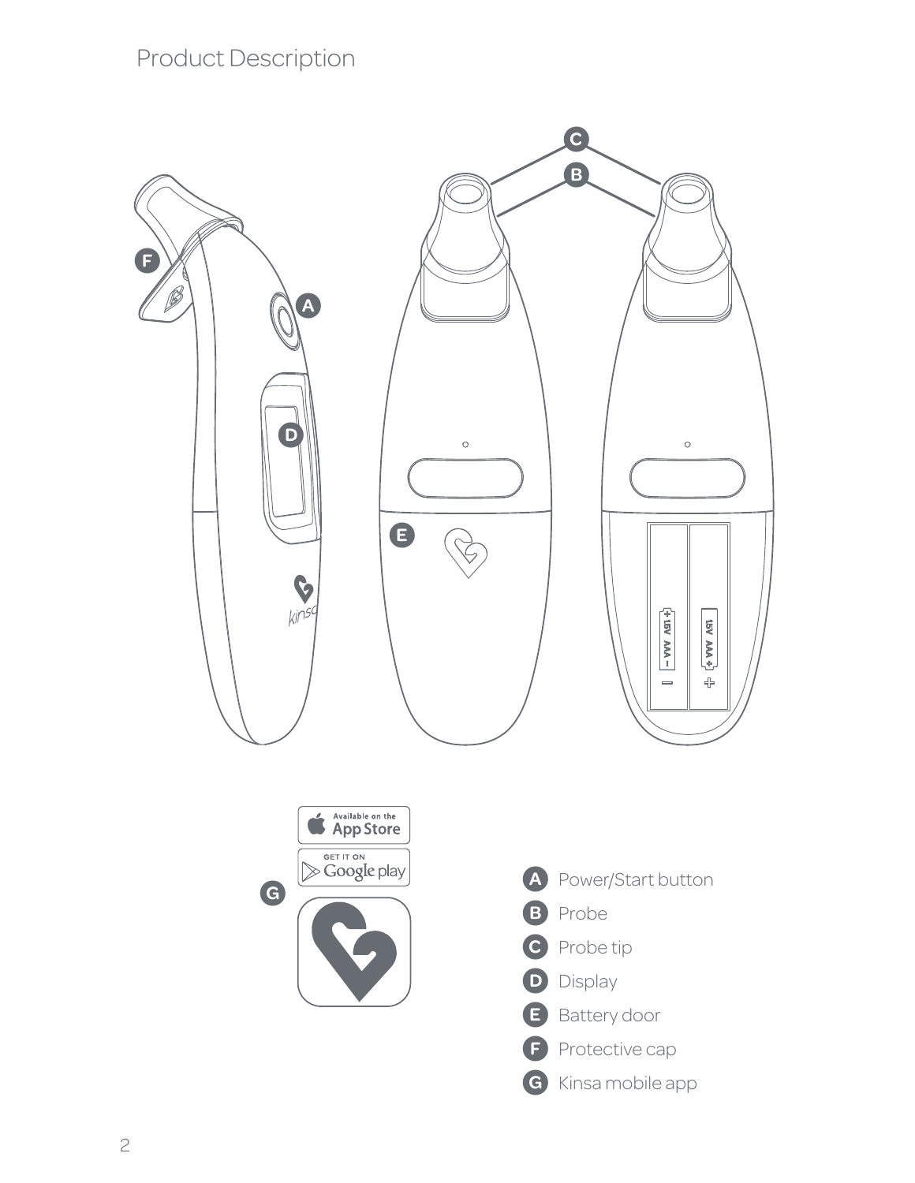# Product Description

- **A** Power/Start button
- **B** Probe
- **C** Probe tip
- **D** Display
- **E** Battery door
- **F** Protective cap
- **G** Kinsa mobile app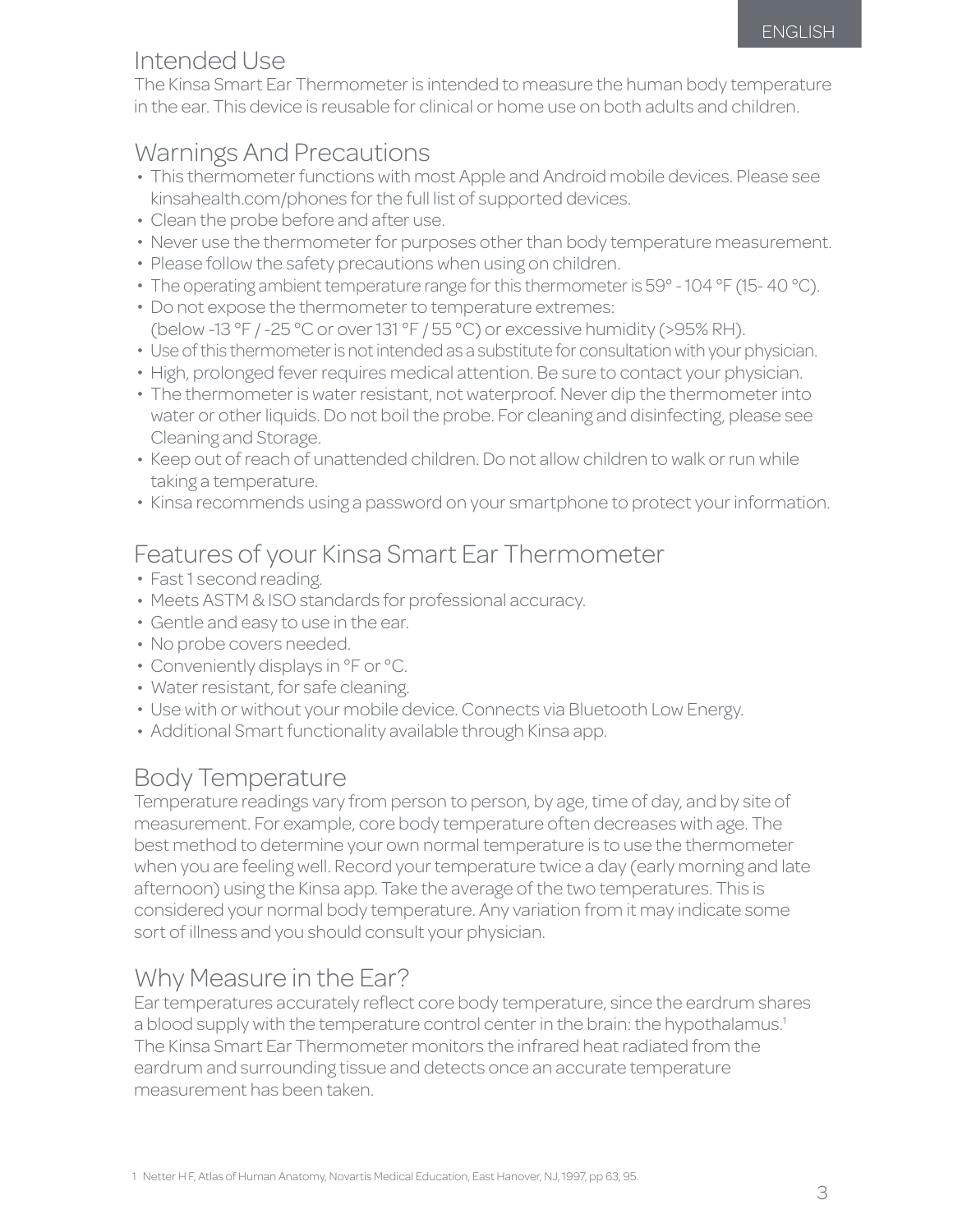## Intended Use

The Kinsa Smart Ear Thermometer is intended to measure the human body temperature in the ear. This device is reusable for clinical or home use on both adults and children.

## Warnings And Precautions

- This thermometer functions with most Apple and Android mobile devices. Please see kinsahealth.com/phones for the full list of supported devices.
- Clean the probe before and after use.
- Never use the thermometer for purposes other than body temperature measurement.
- Please follow the safety precautions when using on children.
- The operating ambient temperature range for this thermometer is 59° - 104 °F (15- 40 °C).
- Do not expose the thermometer to temperature extremes: (below -13 °F / -25 °C or over 131 °F / 55 °C) or excessive humidity (>95% RH).
- Use of this thermometer is not intended as a substitute for consultation with your physician.
- High, prolonged fever requires medical attention. Be sure to contact your physician.
- The thermometer is water resistant, not waterproof. Never dip the thermometer into water or other liquids. Do not boil the probe. For cleaning and disinfecting, please see Cleaning and Storage.
- Keep out of reach of unattended children. Do not allow children to walk or run while taking a temperature.
- Kinsa recommends using a password on your smartphone to protect your information.

## Features of your Kinsa Smart Ear Thermometer

- Fast 1 second reading.
- Meets ASTM & ISO standards for professional accuracy.
- Gentle and easy to use in the ear.
- No probe covers needed.
- Conveniently displays in °F or °C.
- Water resistant, for safe cleaning.
- Use with or without your mobile device. Connects via Bluetooth Low Energy.
- Additional Smart functionality available through Kinsa app.

## Body Temperature

Temperature readings vary from person to person, by age, time of day, and by site of measurement. For example, core body temperature often decreases with age. The best method to determine your own normal temperature is to use the thermometer when you are feeling well. Record your temperature twice a day (early morning and late afternoon) using the Kinsa app. Take the average of the two temperatures. This is considered your normal body temperature. Any variation from it may indicate some sort of illness and you should consult your physician.

## Why Measure in the Ear?

Ear temperatures accurately reflect core body temperature, since the eardrum shares a blood supply with the temperature control center in the brain: the hypothalamus.[1] The Kinsa Smart Ear Thermometer monitors the infrared heat radiated from the eardrum and surrounding tissue and detects once an accurate temperature measurement has been taken.

1 Netter H F, Atlas of Human Anatomy, Novartis Medical Education, East Hanover, NJ, 1997, pp 63, 95.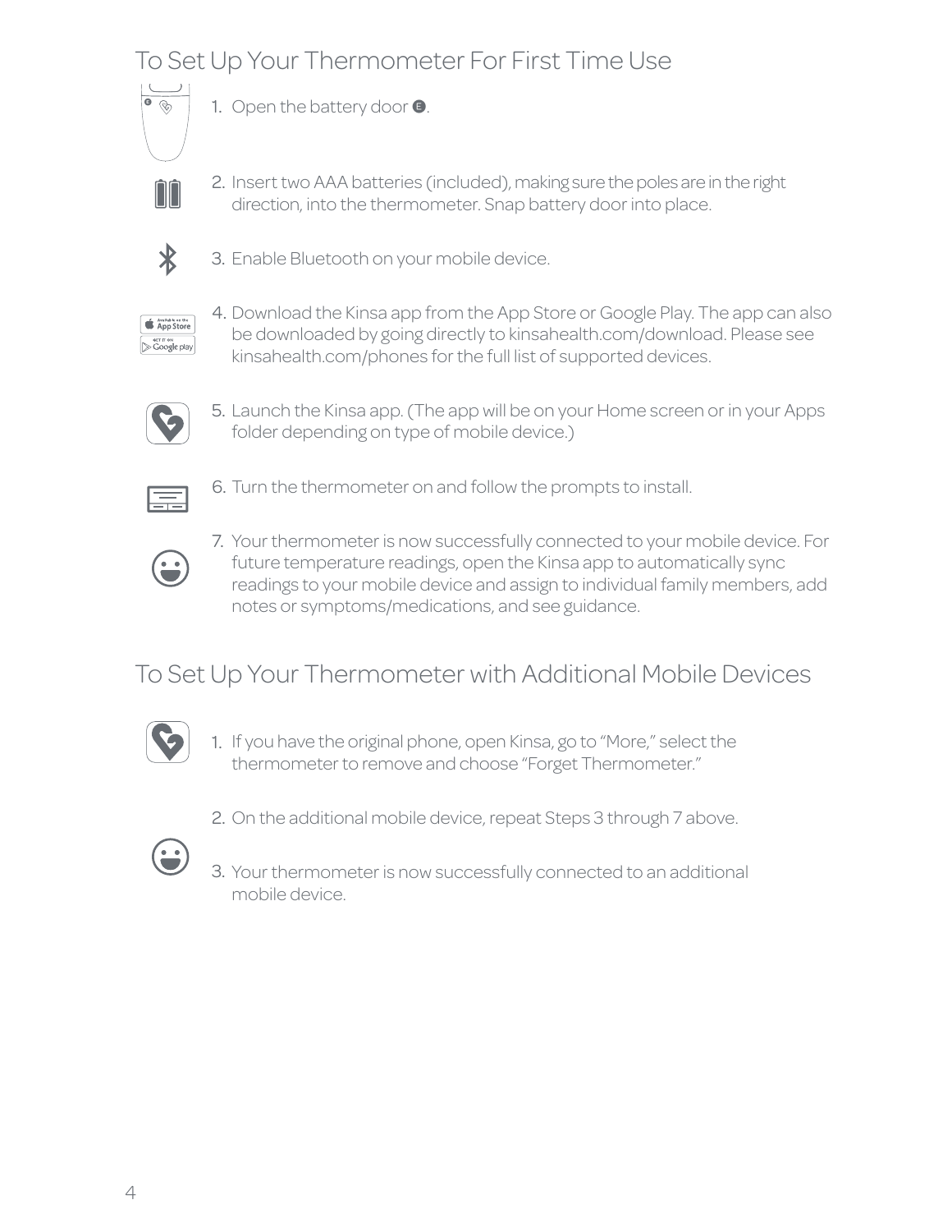## To Set Up Your Thermometer For First Time Use

1. Open the battery door E.
2. Insert two AAA batteries (included), making sure the poles are in the right direction, into the thermometer. Snap battery door into place.
3. Enable Bluetooth on your mobile device.
4. Download the Kinsa app from the App Store or Google Play. The app can also be downloaded by going directly to kinsahealth.com/download. Please see kinsahealth.com/phones for the full list of supported devices.
5. Launch the Kinsa app. (The app will be on your Home screen or in your Apps folder depending on type of mobile device.)
6. Turn the thermometer on and follow the prompts to install.
7. Your thermometer is now successfully connected to your mobile device. For future temperature readings, open the Kinsa app to automatically sync readings to your mobile device and assign to individual family members, add notes or symptoms/medications, and see guidance.

## To Set Up Your Thermometer with Additional Mobile Devices

1. If you have the original phone, open Kinsa, go to "More," select the thermometer to remove and choose "Forget Thermometer."
2. On the additional mobile device, repeat Steps 3 through 7 above.
3. Your thermometer is now successfully connected to an additional mobile device.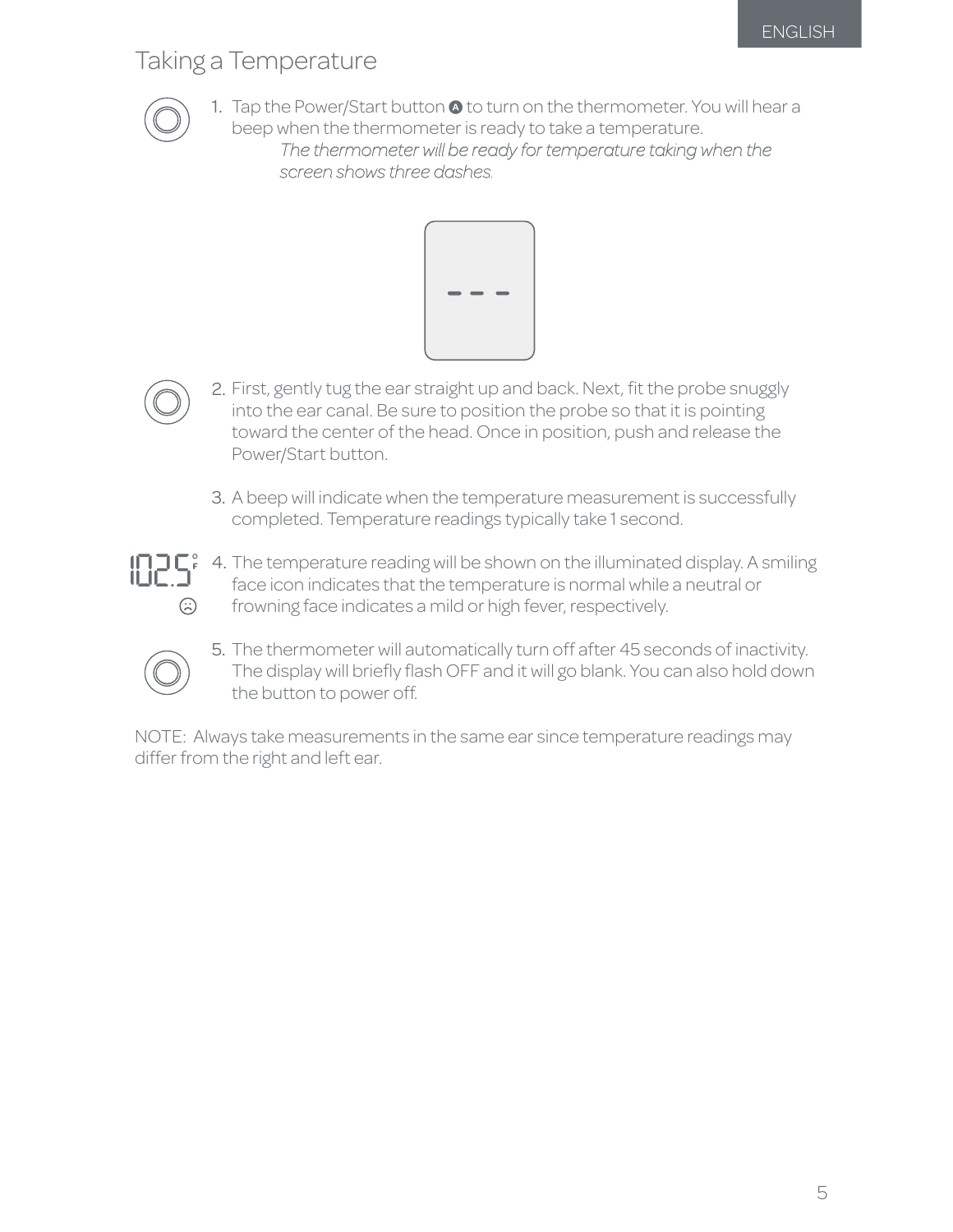## Taking a Temperature

1. Tap the Power/Start button Ⓐ to turn on the thermometer. You will hear a beep when the thermometer is ready to take a temperature.

   *The thermometer will be ready for temperature taking when the screen shows three dashes.*

2. First, gently tug the ear straight up and back. Next, fit the probe snuggly into the ear canal. Be sure to position the probe so that it is pointing toward the center of the head. Once in position, push and release the Power/Start button.

3. A beep will indicate when the temperature measurement is successfully completed. Temperature readings typically take 1 second.

4. The temperature reading will be shown on the illuminated display. A smiling face icon indicates that the temperature is normal while a neutral or frowning face indicates a mild or high fever, respectively.

5. The thermometer will automatically turn off after 45 seconds of inactivity. The display will briefly flash OFF and it will go blank. You can also hold down the button to power off.

NOTE: Always take measurements in the same ear since temperature readings may differ from the right and left ear.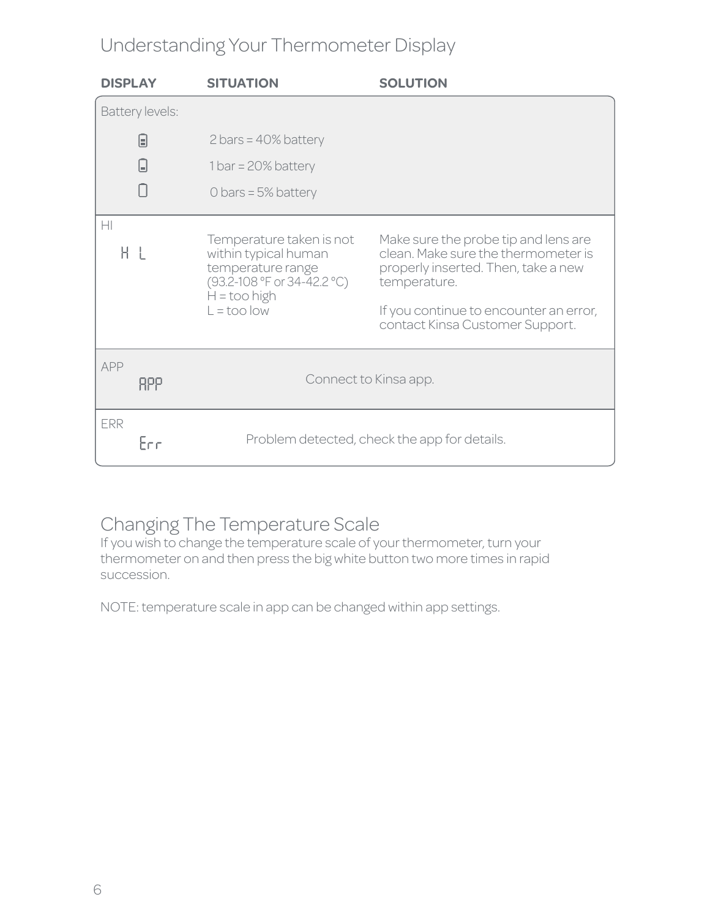## Understanding Your Thermometer Display

| DISPLAY | SITUATION | SOLUTION |
| --- | --- | --- |
| Battery levels: | | |
| | 2 bars = 40% battery | |
| | 1 bar = 20% battery | |
| | 0 bars = 5% battery | |
| HI<br>H L | Temperature taken is not within typical human temperature range (93.2-108 °F or 34-42.2 °C)<br>H = too high<br>L = too low | Make sure the probe tip and lens are clean. Make sure the thermometer is properly inserted. Then, take a new temperature.<br><br>If you continue to encounter an error, contact Kinsa Customer Support. |
| APP<br>APP | Connect to Kinsa app. | |
| ERR<br>Err | Problem detected, check the app for details. | |

## Changing The Temperature Scale

If you wish to change the temperature scale of your thermometer, turn your thermometer on and then press the big white button two more times in rapid succession.

NOTE: temperature scale in app can be changed within app settings.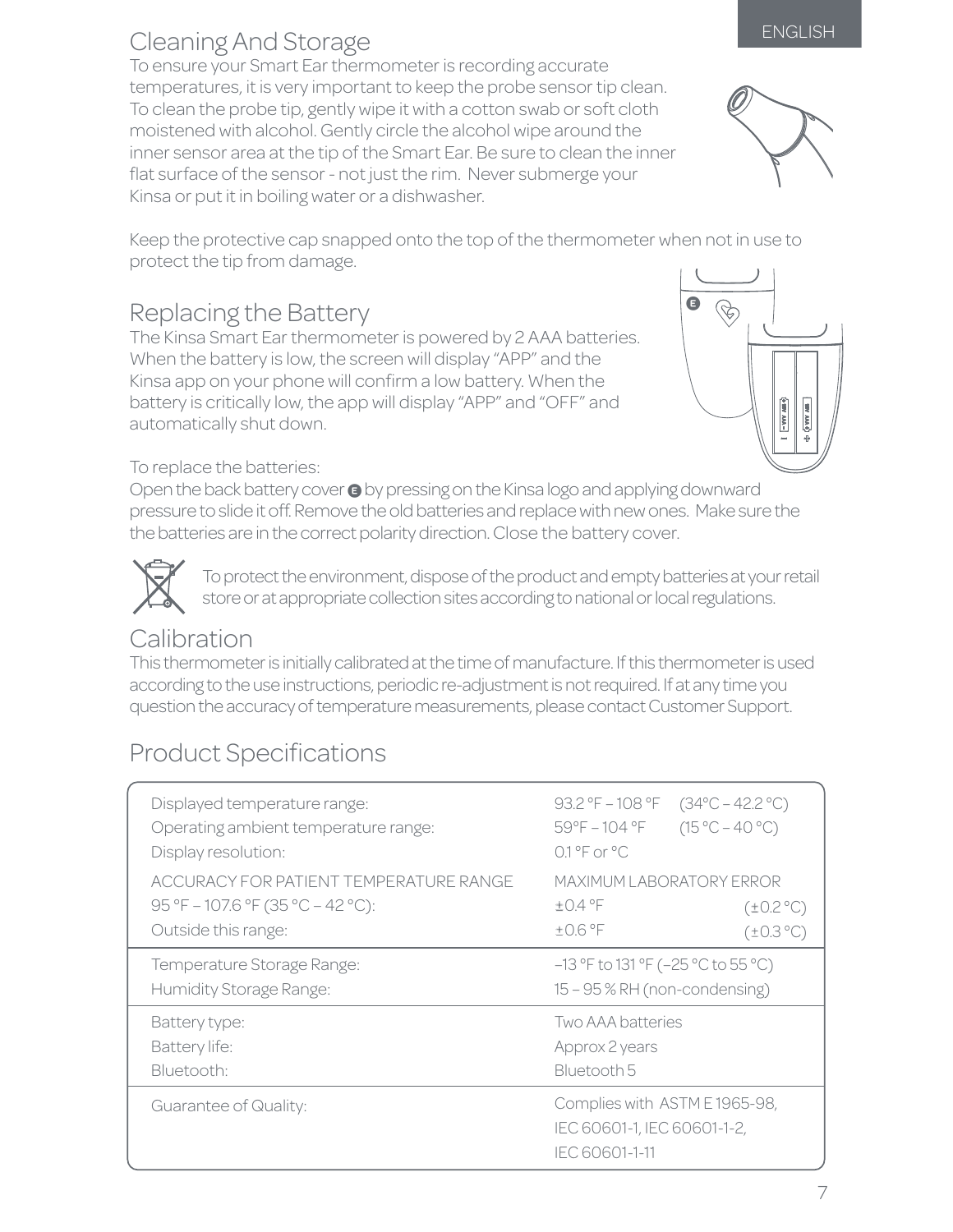## Cleaning And Storage

To ensure your Smart Ear thermometer is recording accurate temperatures, it is very important to keep the probe sensor tip clean. To clean the probe tip, gently wipe it with a cotton swab or soft cloth moistened with alcohol. Gently circle the alcohol wipe around the inner sensor area at the tip of the Smart Ear. Be sure to clean the inner flat surface of the sensor - not just the rim. Never submerge your Kinsa or put it in boiling water or a dishwasher.

Keep the protective cap snapped onto the top of the thermometer when not in use to protect the tip from damage.

## Replacing the Battery

The Kinsa Smart Ear thermometer is powered by 2 AAA batteries. When the battery is low, the screen will display "APP" and the Kinsa app on your phone will confirm a low battery. When the battery is critically low, the app will display "APP" and "OFF" and automatically shut down.

To replace the batteries:
Open the back battery cover E by pressing on the Kinsa logo and applying downward pressure to slide it off. Remove the old batteries and replace with new ones. Make sure the the batteries are in the correct polarity direction. Close the battery cover.

To protect the environment, dispose of the product and empty batteries at your retail store or at appropriate collection sites according to national or local regulations.

## Calibration

This thermometer is initially calibrated at the time of manufacture. If this thermometer is used according to the use instructions, periodic re-adjustment is not required. If at any time you question the accuracy of temperature measurements, please contact Customer Support.

## Product Specifications

| | | |
|---|---|---|
| Displayed temperature range: | 93.2 °F – 108 °F | (34°C – 42.2 °C) |
| Operating ambient temperature range: | 59°F – 104 °F | (15 °C – 40 °C) |
| Display resolution: | 0.1 °F or °C | |
| ACCURACY FOR PATIENT TEMPERATURE RANGE | MAXIMUM LABORATORY ERROR | |
| 95 °F – 107.6 °F (35 °C – 42 °C): | ±0.4 °F | (±0.2 °C) |
| Outside this range: | ±0.6 °F | (±0.3 °C) |
| Temperature Storage Range: | –13 °F to 131 °F (–25 °C to 55 °C) | |
| Humidity Storage Range: | 15 – 95 % RH (non-condensing) | |
| Battery type: | Two AAA batteries | |
| Battery life: | Approx 2 years | |
| Bluetooth: | Bluetooth 5 | |
| Guarantee of Quality: | Complies with ASTM E 1965-98, IEC 60601-1, IEC 60601-1-2, IEC 60601-1-11 | |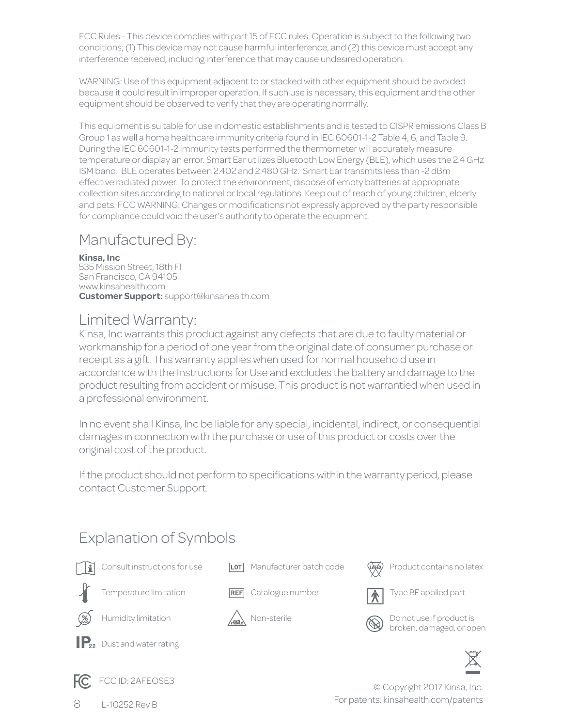FCC Rules - This device complies with part 15 of FCC rules. Operation is subject to the following two conditions; (1) This device may not cause harmful interference, and (2) this device must accept any interference received, including interference that may cause undesired operation.

WARNING: Use of this equipment adjacent to or stacked with other equipment should be avoided because it could result in improper operation. If such use is necessary, this equipment and the other equipment should be observed to verify that they are operating normally.

This equipment is suitable for use in domestic establishments and is tested to CISPR emissions Class B Group 1 as well a home healthcare immunity criteria found in IEC 60601-1-2 Table 4, 6, and Table 9. During the IEC 60601-1-2 immunity tests performed the thermometer will accurately measure temperature or display an error. Smart Ear utilizes Bluetooth Low Energy (BLE), which uses the 2.4 GHz ISM band. BLE operates between 2.402 and 2.480 GHz. Smart Ear transmits less than -2 dBm effective radiated power. To protect the environment, dispose of empty batteries at appropriate collection sites according to national or local regulations. Keep out of reach of young children, elderly and pets. FCC WARNING: Changes or modifications not expressly approved by the party responsible for compliance could void the user's authority to operate the equipment.

## Manufactured By:

**Kinsa, Inc**
535 Mission Street, 18th Fl
San Francisco, CA 94105
www.kinsahealth.com
**Customer Support:** support@kinsahealth.com

## Limited Warranty:

Kinsa, Inc warrants this product against any defects that are due to faulty material or workmanship for a period of one year from the original date of consumer purchase or receipt as a gift. This warranty applies when used for normal household use in accordance with the Instructions for Use and excludes the battery and damage to the product resulting from accident or misuse. This product is not warrantied when used in a professional environment.

In no event shall Kinsa, Inc be liable for any special, incidental, indirect, or consequential damages in connection with the purchase or use of this product or costs over the original cost of the product.

If the product should not perform to specifications within the warranty period, please contact Customer Support.

## Explanation of Symbols

- Consult instructions for use
- Temperature limitation
- Humidity limitation
- IP22 Dust and water rating
- LOT Manufacturer batch code
- REF Catalogue number
- NON STERILE Non-sterile
- LATEX Product contains no latex
- Type BF applied part
- Do not use if product is broken, damaged, or open

FCC ID: 2AFEOSE3

L-10252 Rev B

© Copyright 2017 Kinsa, Inc.
For patents: kinsahealth.com/patents